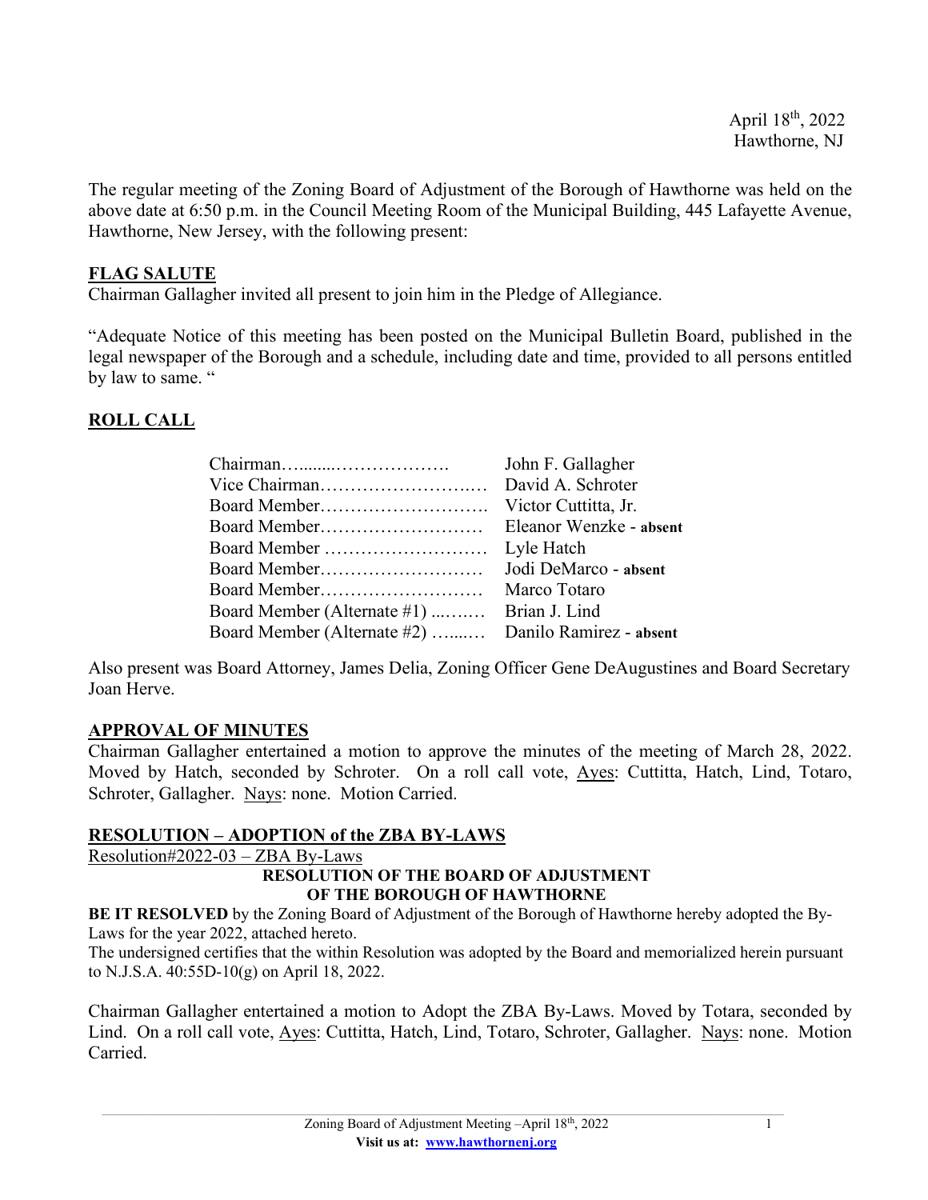April 18th, 2022
Hawthorne, NJ

The regular meeting of the Zoning Board of Adjustment of the Borough of Hawthorne was held on the above date at 6:50 p.m. in the Council Meeting Room of the Municipal Building, 445 Lafayette Avenue, Hawthorne, New Jersey, with the following present:

## FLAG SALUTE

Chairman Gallagher invited all present to join him in the Pledge of Allegiance.

"Adequate Notice of this meeting has been posted on the Municipal Bulletin Board, published in the legal newspaper of the Borough and a schedule, including date and time, provided to all persons entitled by law to same. "

## ROLL CALL

| | |
|---|---|
| Chairman…........………………. | John F. Gallagher |
| Vice Chairman……………………..… | David A. Schroter |
| Board Member………………………. | Victor Cuttitta, Jr. |
| Board Member……………………… | Eleanor Wenzke - **absent** |
| Board Member ……………………… | Lyle Hatch |
| Board Member……………………… | Jodi DeMarco - **absent** |
| Board Member……………………… | Marco Totaro |
| Board Member (Alternate #1) ...….… | Brian J. Lind |
| Board Member (Alternate #2) …....… | Danilo Ramirez - **absent** |

Also present was Board Attorney, James Delia, Zoning Officer Gene DeAugustines and Board Secretary Joan Herve.

## APPROVAL OF MINUTES

Chairman Gallagher entertained a motion to approve the minutes of the meeting of March 28, 2022. Moved by Hatch, seconded by Schroter. On a roll call vote, Ayes: Cuttitta, Hatch, Lind, Totaro, Schroter, Gallagher. Nays: none. Motion Carried.

## RESOLUTION – ADOPTION of the ZBA BY-LAWS

Resolution#2022-03 – ZBA By-Laws

**RESOLUTION OF THE BOARD OF ADJUSTMENT
OF THE BOROUGH OF HAWTHORNE**

**BE IT RESOLVED** by the Zoning Board of Adjustment of the Borough of Hawthorne hereby adopted the By-Laws for the year 2022, attached hereto.
The undersigned certifies that the within Resolution was adopted by the Board and memorialized herein pursuant to N.J.S.A. 40:55D-10(g) on April 18, 2022.

Chairman Gallagher entertained a motion to Adopt the ZBA By-Laws. Moved by Totara, seconded by Lind. On a roll call vote, Ayes: Cuttitta, Hatch, Lind, Totaro, Schroter, Gallagher. Nays: none. Motion Carried.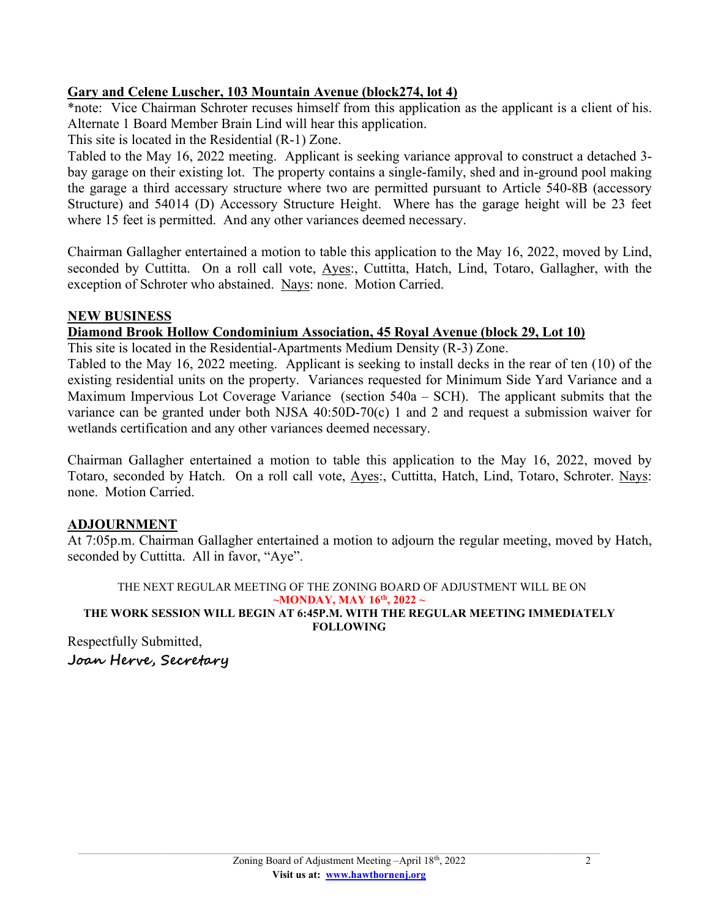**Gary and Celene Luscher, 103 Mountain Avenue (block274, lot 4)**
*note: Vice Chairman Schroter recuses himself from this application as the applicant is a client of his. Alternate 1 Board Member Brain Lind will hear this application.
This site is located in the Residential (R-1) Zone.
Tabled to the May 16, 2022 meeting. Applicant is seeking variance approval to construct a detached 3-bay garage on their existing lot. The property contains a single-family, shed and in-ground pool making the garage a third accessary structure where two are permitted pursuant to Article 540-8B (accessory Structure) and 54014 (D) Accessory Structure Height. Where has the garage height will be 23 feet where 15 feet is permitted. And any other variances deemed necessary.

Chairman Gallagher entertained a motion to table this application to the May 16, 2022, moved by Lind, seconded by Cuttitta. On a roll call vote, Ayes:, Cuttitta, Hatch, Lind, Totaro, Gallagher, with the exception of Schroter who abstained. Nays: none. Motion Carried.

**NEW BUSINESS**

**Diamond Brook Hollow Condominium Association, 45 Royal Avenue (block 29, Lot 10)**
This site is located in the Residential-Apartments Medium Density (R-3) Zone.
Tabled to the May 16, 2022 meeting. Applicant is seeking to install decks in the rear of ten (10) of the existing residential units on the property. Variances requested for Minimum Side Yard Variance and a Maximum Impervious Lot Coverage Variance (section 540a – SCH). The applicant submits that the variance can be granted under both NJSA 40:50D-70(c) 1 and 2 and request a submission waiver for wetlands certification and any other variances deemed necessary.

Chairman Gallagher entertained a motion to table this application to the May 16, 2022, moved by Totaro, seconded by Hatch. On a roll call vote, Ayes:, Cuttitta, Hatch, Lind, Totaro, Schroter. Nays: none. Motion Carried.

**ADJOURNMENT**

At 7:05p.m. Chairman Gallagher entertained a motion to adjourn the regular meeting, moved by Hatch, seconded by Cuttitta. All in favor, "Aye".

THE NEXT REGULAR MEETING OF THE ZONING BOARD OF ADJUSTMENT WILL BE ON
**~MONDAY, MAY 16th, 2022 ~**
**THE WORK SESSION WILL BEGIN AT 6:45P.M. WITH THE REGULAR MEETING IMMEDIATELY FOLLOWING**

Respectfully Submitted,
**Joan Herve, Secretary**